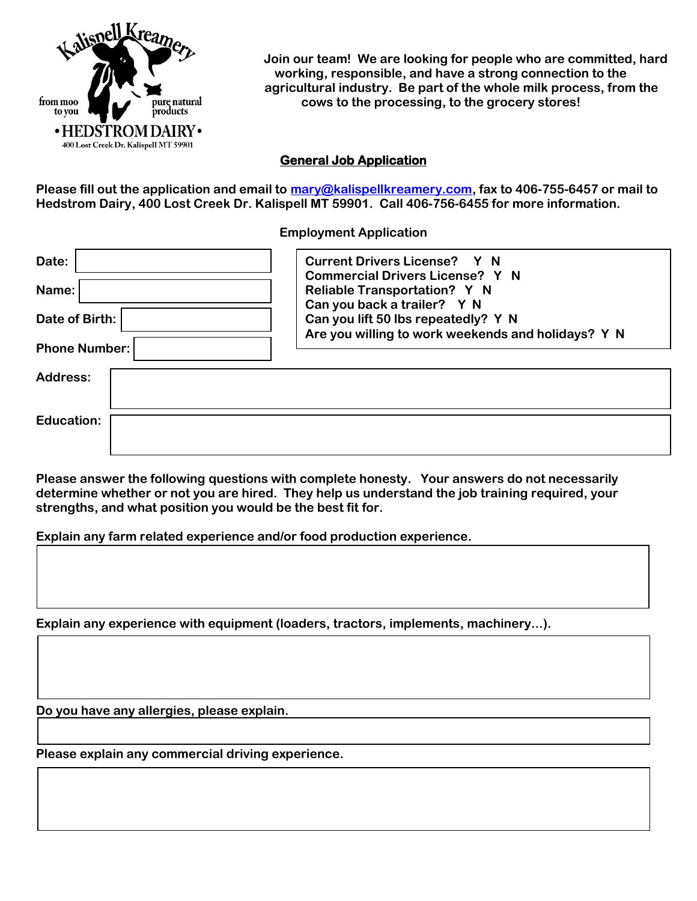Kalispell Kreamery

from moo to you — pure natural products

• HEDSTROM DAIRY •

400 Lost Creek Dr. Kalispell MT 59901

**Join our team! We are looking for people who are committed, hard working, responsible, and have a strong connection to the agricultural industry. Be part of the whole milk process, from the cows to the processing, to the grocery stores!**

## General Job Application

**Please fill out the application and email to mary@kalispellkreamery.com, fax to 406-755-6457 or mail to Hedstrom Dairy, 400 Lost Creek Dr. Kalispell MT 59901. Call 406-756-6455 for more information.**

### Employment Application

**Date:** 

**Name:** 

**Date of Birth:** 

**Phone Number:** 

**Current Drivers License? Y N**
**Commercial Drivers License? Y N**
**Reliable Transportation? Y N**
**Can you back a trailer? Y N**
**Can you lift 50 lbs repeatedly? Y N**
**Are you willing to work weekends and holidays? Y N**

**Address:** 

**Education:** 

**Please answer the following questions with complete honesty. Your answers do not necessarily determine whether or not you are hired. They help us understand the job training required, your strengths, and what position you would be the best fit for.**

**Explain any farm related experience and/or food production experience.**

**Explain any experience with equipment (loaders, tractors, implements, machinery...).**

**Do you have any allergies, please explain.**

**Please explain any commercial driving experience.**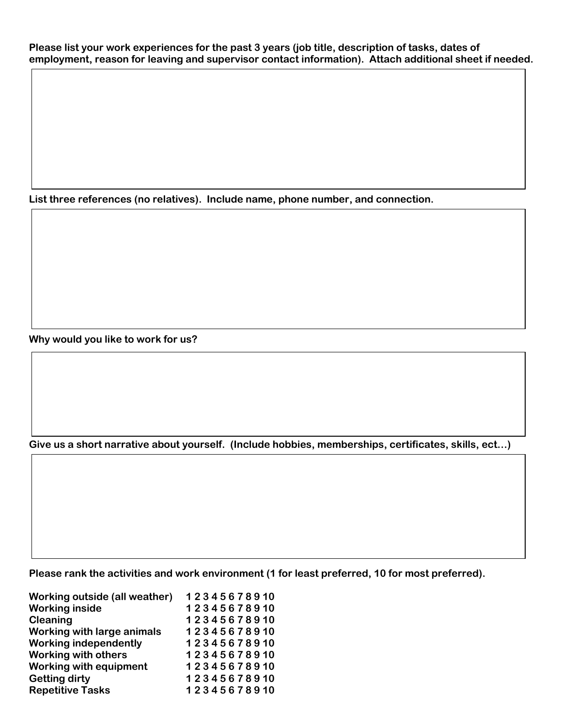**Please list your work experiences for the past 3 years (job title, description of tasks, dates of employment, reason for leaving and supervisor contact information). Attach additional sheet if needed.**

**List three references (no relatives). Include name, phone number, and connection.**

**Why would you like to work for us?**

**Give us a short narrative about yourself. (Include hobbies, memberships, certificates, skills, ect…)**

**Please rank the activities and work environment (1 for least preferred, 10 for most preferred).**

| | |
|---|---|
| **Working outside (all weather)** | **1 2 3 4 5 6 7 8 9 10** |
| **Working inside** | **1 2 3 4 5 6 7 8 9 10** |
| **Cleaning** | **1 2 3 4 5 6 7 8 9 10** |
| **Working with large animals** | **1 2 3 4 5 6 7 8 9 10** |
| **Working independently** | **1 2 3 4 5 6 7 8 9 10** |
| **Working with others** | **1 2 3 4 5 6 7 8 9 10** |
| **Working with equipment** | **1 2 3 4 5 6 7 8 9 10** |
| **Getting dirty** | **1 2 3 4 5 6 7 8 9 10** |
| **Repetitive Tasks** | **1 2 3 4 5 6 7 8 9 10** |